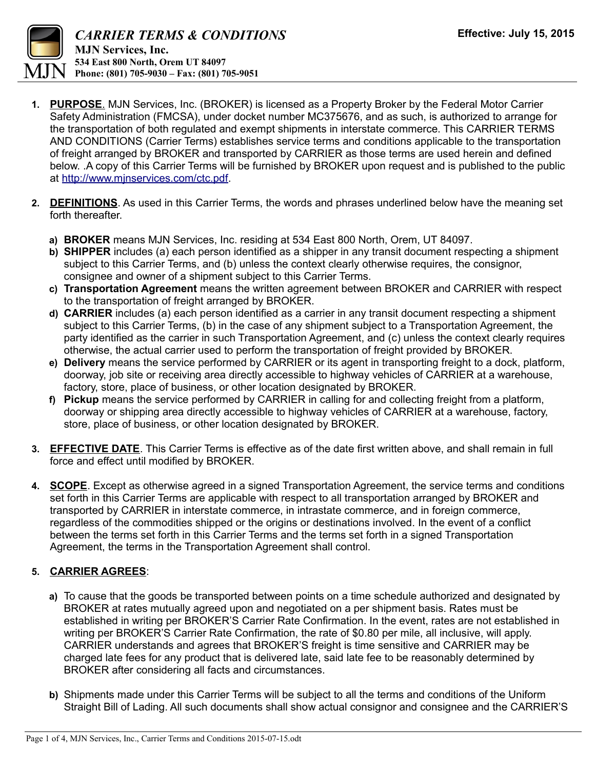# *CARRIER TERMS & CONDITIONS*

**MJN Services, Inc.**
**534 East 800 North, Orem UT 84097**
**Phone: (801) 705-9030 – Fax: (801) 705-9051**

**Effective: July 15, 2015**

1. **PURPOSE**. MJN Services, Inc. (BROKER) is licensed as a Property Broker by the Federal Motor Carrier Safety Administration (FMCSA), under docket number MC375676, and as such, is authorized to arrange for the transportation of both regulated and exempt shipments in interstate commerce. This CARRIER TERMS AND CONDITIONS (Carrier Terms) establishes service terms and conditions applicable to the transportation of freight arranged by BROKER and transported by CARRIER as those terms are used herein and defined below. .A copy of this Carrier Terms will be furnished by BROKER upon request and is published to the public at http://www.mjnservices.com/ctc.pdf.

2. **DEFINITIONS**. As used in this Carrier Terms, the words and phrases underlined below have the meaning set forth thereafter.

   a) **BROKER** means MJN Services, Inc. residing at 534 East 800 North, Orem, UT 84097.
   b) **SHIPPER** includes (a) each person identified as a shipper in any transit document respecting a shipment subject to this Carrier Terms, and (b) unless the context clearly otherwise requires, the consignor, consignee and owner of a shipment subject to this Carrier Terms.
   c) **Transportation Agreement** means the written agreement between BROKER and CARRIER with respect to the transportation of freight arranged by BROKER.
   d) **CARRIER** includes (a) each person identified as a carrier in any transit document respecting a shipment subject to this Carrier Terms, (b) in the case of any shipment subject to a Transportation Agreement, the party identified as the carrier in such Transportation Agreement, and (c) unless the context clearly requires otherwise, the actual carrier used to perform the transportation of freight provided by BROKER.
   e) **Delivery** means the service performed by CARRIER or its agent in transporting freight to a dock, platform, doorway, job site or receiving area directly accessible to highway vehicles of CARRIER at a warehouse, factory, store, place of business, or other location designated by BROKER.
   f) **Pickup** means the service performed by CARRIER in calling for and collecting freight from a platform, doorway or shipping area directly accessible to highway vehicles of CARRIER at a warehouse, factory, store, place of business, or other location designated by BROKER.

3. **EFFECTIVE DATE**. This Carrier Terms is effective as of the date first written above, and shall remain in full force and effect until modified by BROKER.

4. **SCOPE**. Except as otherwise agreed in a signed Transportation Agreement, the service terms and conditions set forth in this Carrier Terms are applicable with respect to all transportation arranged by BROKER and transported by CARRIER in interstate commerce, in intrastate commerce, and in foreign commerce, regardless of the commodities shipped or the origins or destinations involved. In the event of a conflict between the terms set forth in this Carrier Terms and the terms set forth in a signed Transportation Agreement, the terms in the Transportation Agreement shall control.

5. **CARRIER AGREES**:

   a) To cause that the goods be transported between points on a time schedule authorized and designated by BROKER at rates mutually agreed upon and negotiated on a per shipment basis. Rates must be established in writing per BROKER'S Carrier Rate Confirmation. In the event, rates are not established in writing per BROKER'S Carrier Rate Confirmation, the rate of $0.80 per mile, all inclusive, will apply. CARRIER understands and agrees that BROKER'S freight is time sensitive and CARRIER may be charged late fees for any product that is delivered late, said late fee to be reasonably determined by BROKER after considering all facts and circumstances.

   b) Shipments made under this Carrier Terms will be subject to all the terms and conditions of the Uniform Straight Bill of Lading. All such documents shall show actual consignor and consignee and the CARRIER'S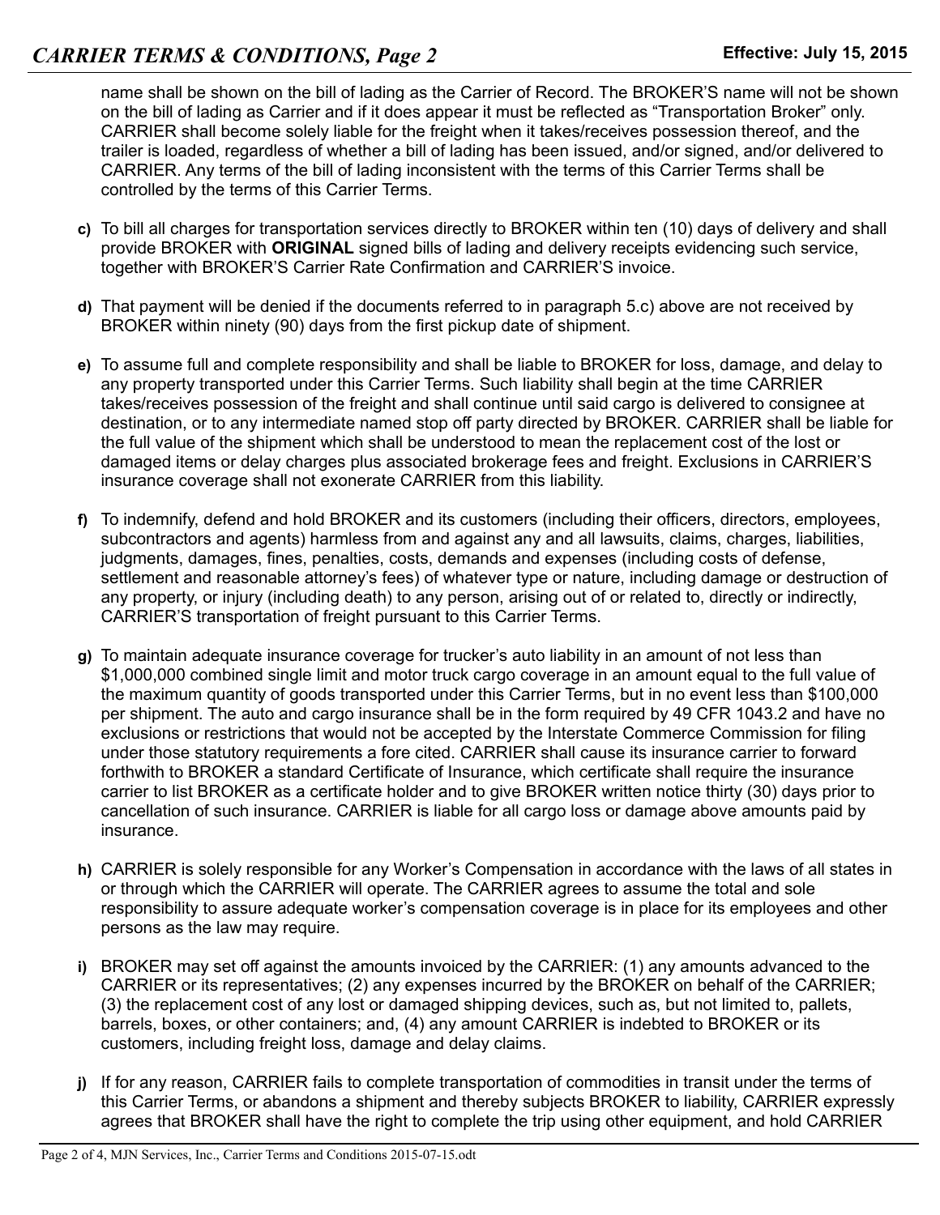name shall be shown on the bill of lading as the Carrier of Record. The BROKER'S name will not be shown on the bill of lading as Carrier and if it does appear it must be reflected as "Transportation Broker" only. CARRIER shall become solely liable for the freight when it takes/receives possession thereof, and the trailer is loaded, regardless of whether a bill of lading has been issued, and/or signed, and/or delivered to CARRIER. Any terms of the bill of lading inconsistent with the terms of this Carrier Terms shall be controlled by the terms of this Carrier Terms.

**c)** To bill all charges for transportation services directly to BROKER within ten (10) days of delivery and shall provide BROKER with **ORIGINAL** signed bills of lading and delivery receipts evidencing such service, together with BROKER'S Carrier Rate Confirmation and CARRIER'S invoice.

**d)** That payment will be denied if the documents referred to in paragraph 5.c) above are not received by BROKER within ninety (90) days from the first pickup date of shipment.

**e)** To assume full and complete responsibility and shall be liable to BROKER for loss, damage, and delay to any property transported under this Carrier Terms. Such liability shall begin at the time CARRIER takes/receives possession of the freight and shall continue until said cargo is delivered to consignee at destination, or to any intermediate named stop off party directed by BROKER. CARRIER shall be liable for the full value of the shipment which shall be understood to mean the replacement cost of the lost or damaged items or delay charges plus associated brokerage fees and freight. Exclusions in CARRIER'S insurance coverage shall not exonerate CARRIER from this liability.

**f)** To indemnify, defend and hold BROKER and its customers (including their officers, directors, employees, subcontractors and agents) harmless from and against any and all lawsuits, claims, charges, liabilities, judgments, damages, fines, penalties, costs, demands and expenses (including costs of defense, settlement and reasonable attorney's fees) of whatever type or nature, including damage or destruction of any property, or injury (including death) to any person, arising out of or related to, directly or indirectly, CARRIER'S transportation of freight pursuant to this Carrier Terms.

**g)** To maintain adequate insurance coverage for trucker's auto liability in an amount of not less than $1,000,000 combined single limit and motor truck cargo coverage in an amount equal to the full value of the maximum quantity of goods transported under this Carrier Terms, but in no event less than $100,000 per shipment. The auto and cargo insurance shall be in the form required by 49 CFR 1043.2 and have no exclusions or restrictions that would not be accepted by the Interstate Commerce Commission for filing under those statutory requirements a fore cited. CARRIER shall cause its insurance carrier to forward forthwith to BROKER a standard Certificate of Insurance, which certificate shall require the insurance carrier to list BROKER as a certificate holder and to give BROKER written notice thirty (30) days prior to cancellation of such insurance. CARRIER is liable for all cargo loss or damage above amounts paid by insurance.

**h)** CARRIER is solely responsible for any Worker's Compensation in accordance with the laws of all states in or through which the CARRIER will operate. The CARRIER agrees to assume the total and sole responsibility to assure adequate worker's compensation coverage is in place for its employees and other persons as the law may require.

**i)** BROKER may set off against the amounts invoiced by the CARRIER: (1) any amounts advanced to the CARRIER or its representatives; (2) any expenses incurred by the BROKER on behalf of the CARRIER; (3) the replacement cost of any lost or damaged shipping devices, such as, but not limited to, pallets, barrels, boxes, or other containers; and, (4) any amount CARRIER is indebted to BROKER or its customers, including freight loss, damage and delay claims.

**j)** If for any reason, CARRIER fails to complete transportation of commodities in transit under the terms of this Carrier Terms, or abandons a shipment and thereby subjects BROKER to liability, CARRIER expressly agrees that BROKER shall have the right to complete the trip using other equipment, and hold CARRIER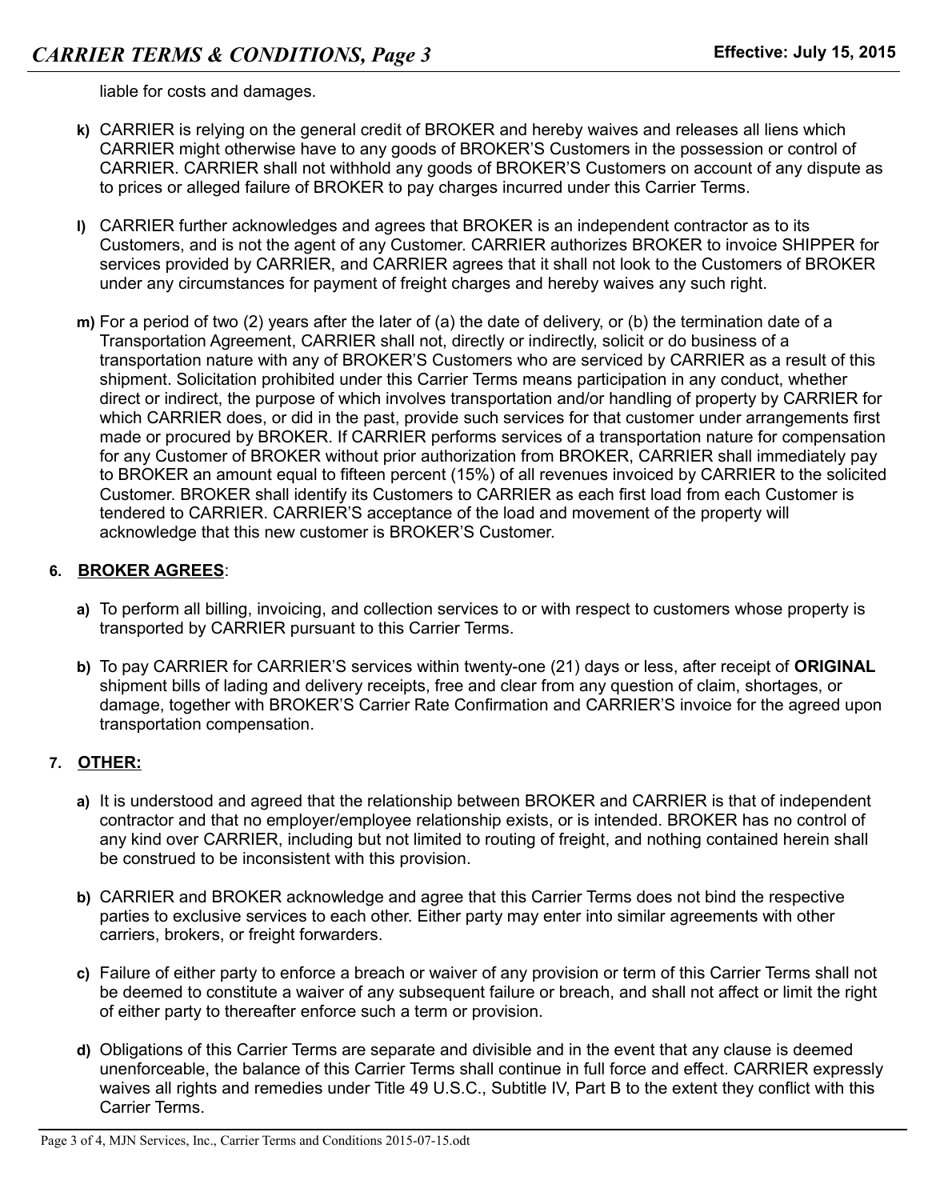liable for costs and damages.

**k)** CARRIER is relying on the general credit of BROKER and hereby waives and releases all liens which CARRIER might otherwise have to any goods of BROKER'S Customers in the possession or control of CARRIER. CARRIER shall not withhold any goods of BROKER'S Customers on account of any dispute as to prices or alleged failure of BROKER to pay charges incurred under this Carrier Terms.

**l)** CARRIER further acknowledges and agrees that BROKER is an independent contractor as to its Customers, and is not the agent of any Customer. CARRIER authorizes BROKER to invoice SHIPPER for services provided by CARRIER, and CARRIER agrees that it shall not look to the Customers of BROKER under any circumstances for payment of freight charges and hereby waives any such right.

**m)** For a period of two (2) years after the later of (a) the date of delivery, or (b) the termination date of a Transportation Agreement, CARRIER shall not, directly or indirectly, solicit or do business of a transportation nature with any of BROKER'S Customers who are serviced by CARRIER as a result of this shipment. Solicitation prohibited under this Carrier Terms means participation in any conduct, whether direct or indirect, the purpose of which involves transportation and/or handling of property by CARRIER for which CARRIER does, or did in the past, provide such services for that customer under arrangements first made or procured by BROKER. If CARRIER performs services of a transportation nature for compensation for any Customer of BROKER without prior authorization from BROKER, CARRIER shall immediately pay to BROKER an amount equal to fifteen percent (15%) of all revenues invoiced by CARRIER to the solicited Customer. BROKER shall identify its Customers to CARRIER as each first load from each Customer is tendered to CARRIER. CARRIER'S acceptance of the load and movement of the property will acknowledge that this new customer is BROKER'S Customer.

**6. <u>BROKER AGREES</u>**:

**a)** To perform all billing, invoicing, and collection services to or with respect to customers whose property is transported by CARRIER pursuant to this Carrier Terms.

**b)** To pay CARRIER for CARRIER'S services within twenty-one (21) days or less, after receipt of **ORIGINAL** shipment bills of lading and delivery receipts, free and clear from any question of claim, shortages, or damage, together with BROKER'S Carrier Rate Confirmation and CARRIER'S invoice for the agreed upon transportation compensation.

**7. <u>OTHER:</u>**

**a)** It is understood and agreed that the relationship between BROKER and CARRIER is that of independent contractor and that no employer/employee relationship exists, or is intended. BROKER has no control of any kind over CARRIER, including but not limited to routing of freight, and nothing contained herein shall be construed to be inconsistent with this provision.

**b)** CARRIER and BROKER acknowledge and agree that this Carrier Terms does not bind the respective parties to exclusive services to each other. Either party may enter into similar agreements with other carriers, brokers, or freight forwarders.

**c)** Failure of either party to enforce a breach or waiver of any provision or term of this Carrier Terms shall not be deemed to constitute a waiver of any subsequent failure or breach, and shall not affect or limit the right of either party to thereafter enforce such a term or provision.

**d)** Obligations of this Carrier Terms are separate and divisible and in the event that any clause is deemed unenforceable, the balance of this Carrier Terms shall continue in full force and effect. CARRIER expressly waives all rights and remedies under Title 49 U.S.C., Subtitle IV, Part B to the extent they conflict with this Carrier Terms.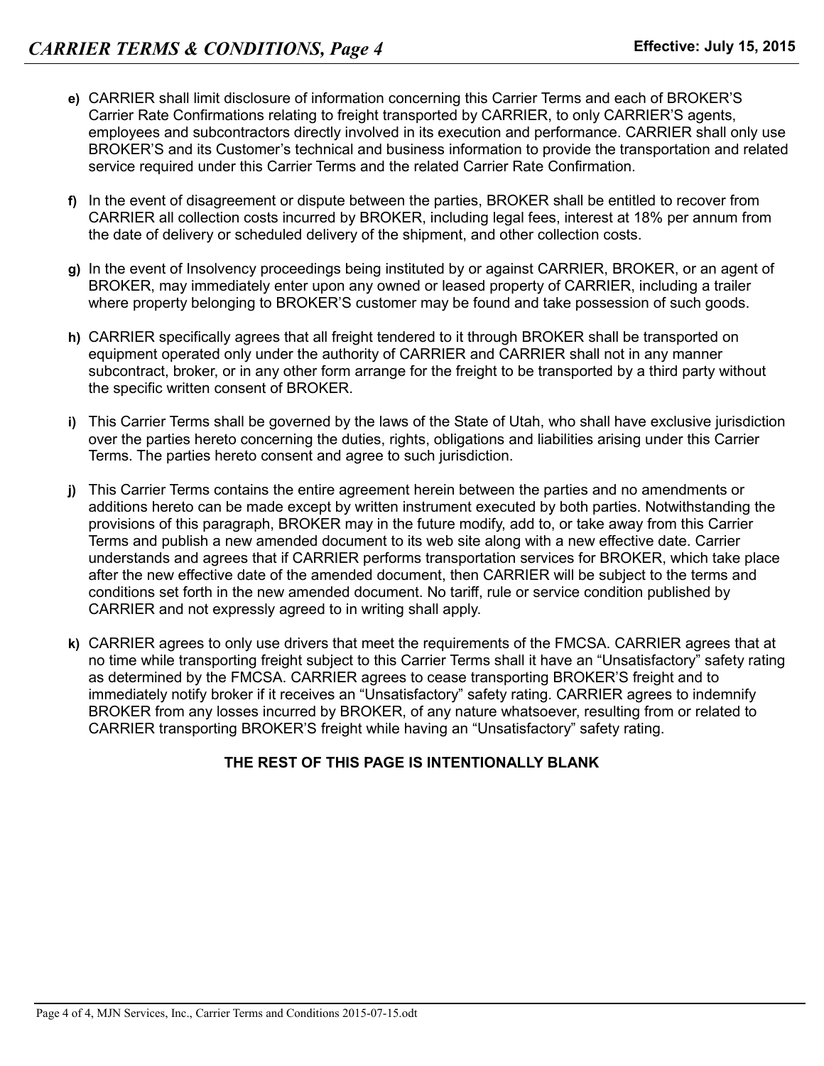- **e)** CARRIER shall limit disclosure of information concerning this Carrier Terms and each of BROKER'S Carrier Rate Confirmations relating to freight transported by CARRIER, to only CARRIER'S agents, employees and subcontractors directly involved in its execution and performance. CARRIER shall only use BROKER'S and its Customer's technical and business information to provide the transportation and related service required under this Carrier Terms and the related Carrier Rate Confirmation.

- **f)** In the event of disagreement or dispute between the parties, BROKER shall be entitled to recover from CARRIER all collection costs incurred by BROKER, including legal fees, interest at 18% per annum from the date of delivery or scheduled delivery of the shipment, and other collection costs.

- **g)** In the event of Insolvency proceedings being instituted by or against CARRIER, BROKER, or an agent of BROKER, may immediately enter upon any owned or leased property of CARRIER, including a trailer where property belonging to BROKER'S customer may be found and take possession of such goods.

- **h)** CARRIER specifically agrees that all freight tendered to it through BROKER shall be transported on equipment operated only under the authority of CARRIER and CARRIER shall not in any manner subcontract, broker, or in any other form arrange for the freight to be transported by a third party without the specific written consent of BROKER.

- **i)** This Carrier Terms shall be governed by the laws of the State of Utah, who shall have exclusive jurisdiction over the parties hereto concerning the duties, rights, obligations and liabilities arising under this Carrier Terms. The parties hereto consent and agree to such jurisdiction.

- **j)** This Carrier Terms contains the entire agreement herein between the parties and no amendments or additions hereto can be made except by written instrument executed by both parties. Notwithstanding the provisions of this paragraph, BROKER may in the future modify, add to, or take away from this Carrier Terms and publish a new amended document to its web site along with a new effective date. Carrier understands and agrees that if CARRIER performs transportation services for BROKER, which take place after the new effective date of the amended document, then CARRIER will be subject to the terms and conditions set forth in the new amended document. No tariff, rule or service condition published by CARRIER and not expressly agreed to in writing shall apply.

- **k)** CARRIER agrees to only use drivers that meet the requirements of the FMCSA. CARRIER agrees that at no time while transporting freight subject to this Carrier Terms shall it have an "Unsatisfactory" safety rating as determined by the FMCSA. CARRIER agrees to cease transporting BROKER'S freight and to immediately notify broker if it receives an "Unsatisfactory" safety rating. CARRIER agrees to indemnify BROKER from any losses incurred by BROKER, of any nature whatsoever, resulting from or related to CARRIER transporting BROKER'S freight while having an "Unsatisfactory" safety rating.

**THE REST OF THIS PAGE IS INTENTIONALLY BLANK**